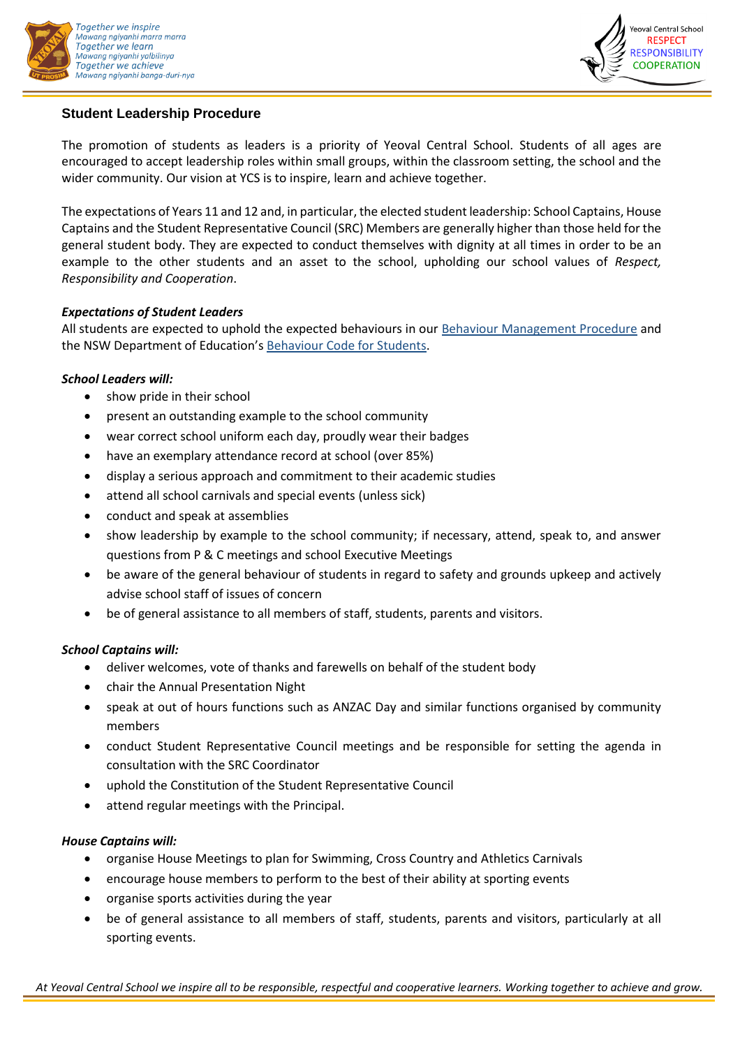## Student Leadership Procedure

The promotion of students as leaders is a priority of Yeoval Central School. Students of all ages are encouraged to accept leadership roles within small groups, within the classroom setting, the school and the wider community. Our vision at YCS is to inspire, learn and achieve together.

The expectations of Years 11 and 12 and, in particular, the elected student leadership: School Captains, House Captains and the Student Representative Council (SRC) Members are generally higher than those held for the general student body. They are expected to conduct themselves with dignity at all times in order to be an example to the other students and an asset to the school, upholding our school values of *Respect, Responsibility and Cooperation*.

***Expectations of Student Leaders***

All students are expected to uphold the expected behaviours in our Behaviour Management Procedure and the NSW Department of Education's Behaviour Code for Students.

***School Leaders will:***

- show pride in their school
- present an outstanding example to the school community
- wear correct school uniform each day, proudly wear their badges
- have an exemplary attendance record at school (over 85%)
- display a serious approach and commitment to their academic studies
- attend all school carnivals and special events (unless sick)
- conduct and speak at assemblies
- show leadership by example to the school community; if necessary, attend, speak to, and answer questions from P & C meetings and school Executive Meetings
- be aware of the general behaviour of students in regard to safety and grounds upkeep and actively advise school staff of issues of concern
- be of general assistance to all members of staff, students, parents and visitors.

***School Captains will:***

- deliver welcomes, vote of thanks and farewells on behalf of the student body
- chair the Annual Presentation Night
- speak at out of hours functions such as ANZAC Day and similar functions organised by community members
- conduct Student Representative Council meetings and be responsible for setting the agenda in consultation with the SRC Coordinator
- uphold the Constitution of the Student Representative Council
- attend regular meetings with the Principal.

***House Captains will:***

- organise House Meetings to plan for Swimming, Cross Country and Athletics Carnivals
- encourage house members to perform to the best of their ability at sporting events
- organise sports activities during the year
- be of general assistance to all members of staff, students, parents and visitors, particularly at all sporting events.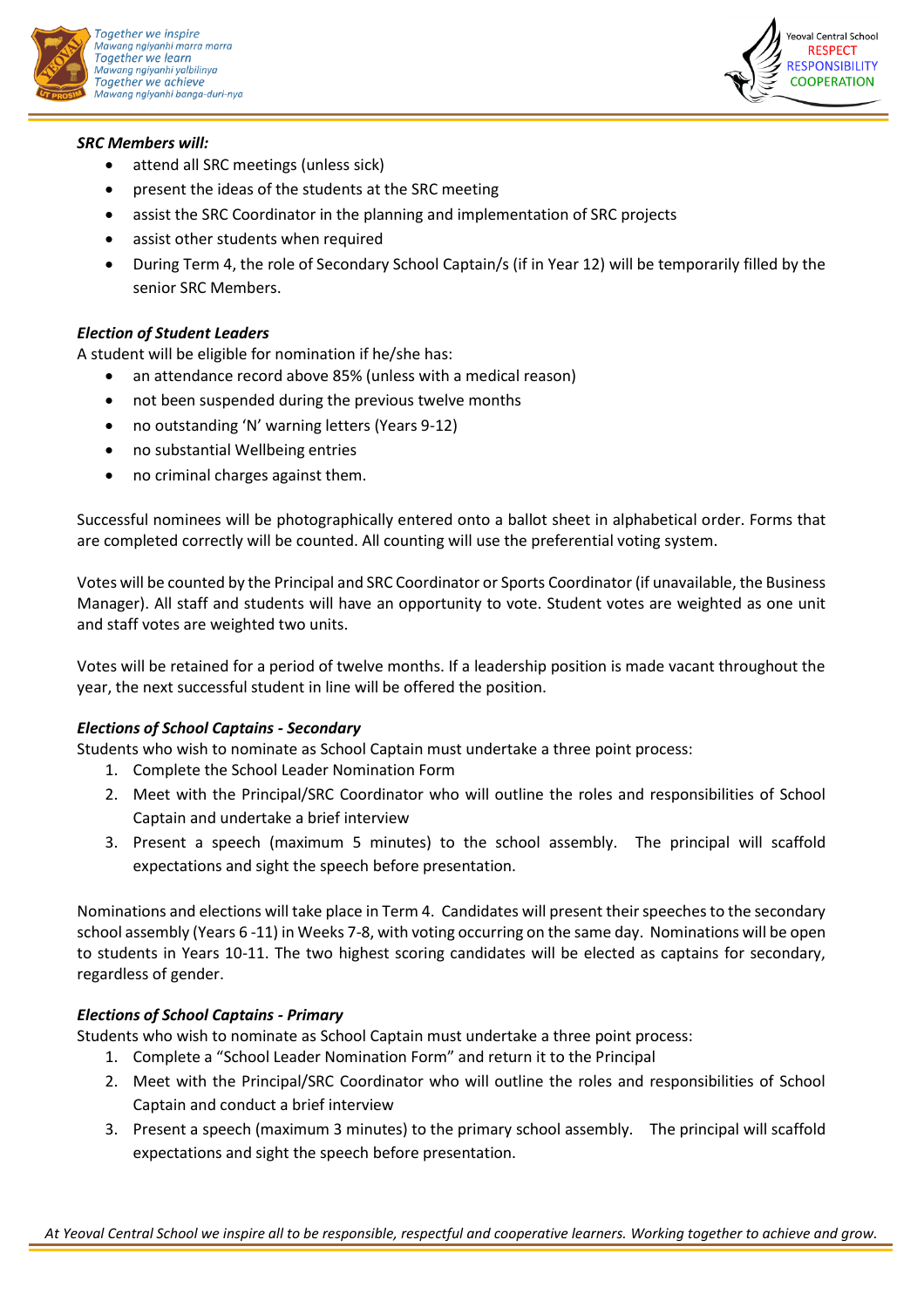***SRC Members will:***

- attend all SRC meetings (unless sick)
- present the ideas of the students at the SRC meeting
- assist the SRC Coordinator in the planning and implementation of SRC projects
- assist other students when required
- During Term 4, the role of Secondary School Captain/s (if in Year 12) will be temporarily filled by the senior SRC Members.

***Election of Student Leaders***

A student will be eligible for nomination if he/she has:

- an attendance record above 85% (unless with a medical reason)
- not been suspended during the previous twelve months
- no outstanding 'N' warning letters (Years 9-12)
- no substantial Wellbeing entries
- no criminal charges against them.

Successful nominees will be photographically entered onto a ballot sheet in alphabetical order. Forms that are completed correctly will be counted. All counting will use the preferential voting system.

Votes will be counted by the Principal and SRC Coordinator or Sports Coordinator (if unavailable, the Business Manager). All staff and students will have an opportunity to vote. Student votes are weighted as one unit and staff votes are weighted two units.

Votes will be retained for a period of twelve months. If a leadership position is made vacant throughout the year, the next successful student in line will be offered the position.

***Elections of School Captains - Secondary***

Students who wish to nominate as School Captain must undertake a three point process:

1. Complete the School Leader Nomination Form
2. Meet with the Principal/SRC Coordinator who will outline the roles and responsibilities of School Captain and undertake a brief interview
3. Present a speech (maximum 5 minutes) to the school assembly. The principal will scaffold expectations and sight the speech before presentation.

Nominations and elections will take place in Term 4. Candidates will present their speeches to the secondary school assembly (Years 6 -11) in Weeks 7-8, with voting occurring on the same day. Nominations will be open to students in Years 10-11. The two highest scoring candidates will be elected as captains for secondary, regardless of gender.

***Elections of School Captains - Primary***

Students who wish to nominate as School Captain must undertake a three point process:

1. Complete a "School Leader Nomination Form" and return it to the Principal
2. Meet with the Principal/SRC Coordinator who will outline the roles and responsibilities of School Captain and conduct a brief interview
3. Present a speech (maximum 3 minutes) to the primary school assembly. The principal will scaffold expectations and sight the speech before presentation.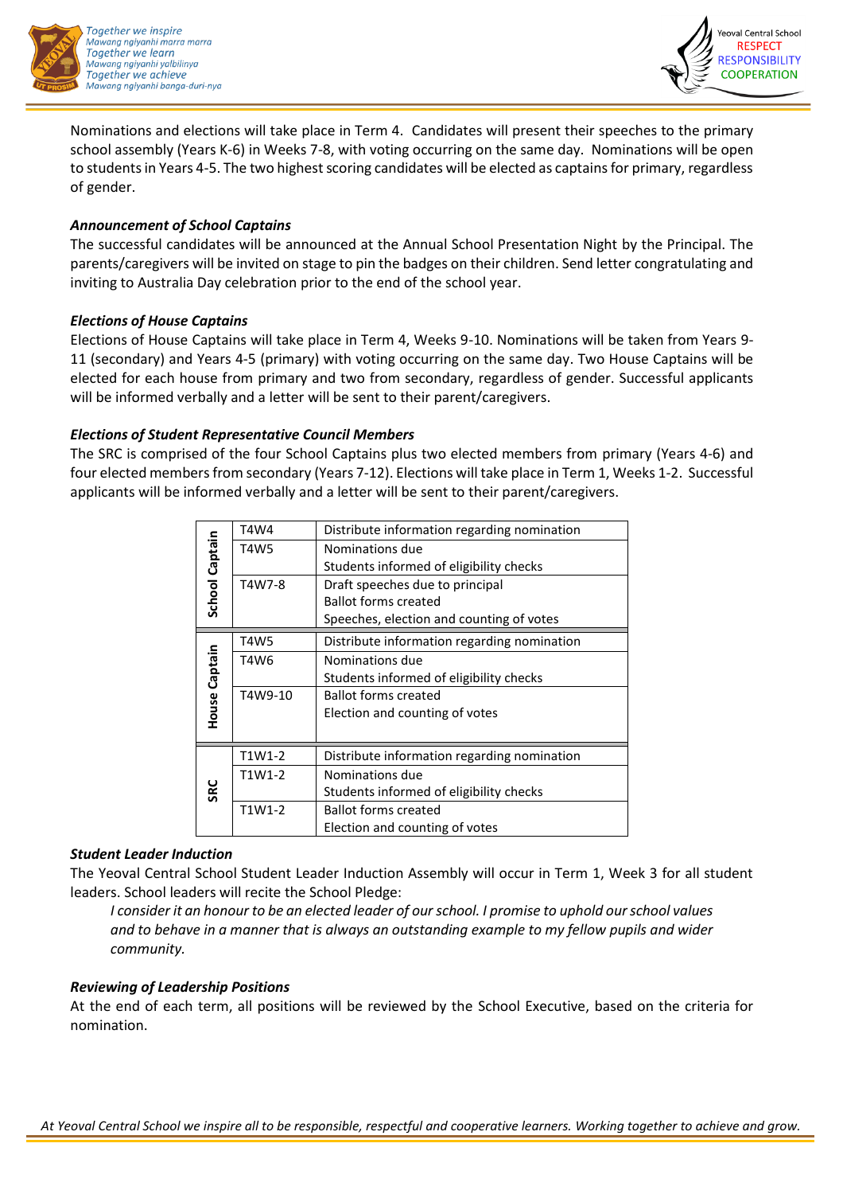Nominations and elections will take place in Term 4. Candidates will present their speeches to the primary school assembly (Years K-6) in Weeks 7-8, with voting occurring on the same day. Nominations will be open to students in Years 4-5. The two highest scoring candidates will be elected as captains for primary, regardless of gender.

***Announcement of School Captains***

The successful candidates will be announced at the Annual School Presentation Night by the Principal. The parents/caregivers will be invited on stage to pin the badges on their children. Send letter congratulating and inviting to Australia Day celebration prior to the end of the school year.

***Elections of House Captains***

Elections of House Captains will take place in Term 4, Weeks 9-10. Nominations will be taken from Years 9-11 (secondary) and Years 4-5 (primary) with voting occurring on the same day. Two House Captains will be elected for each house from primary and two from secondary, regardless of gender. Successful applicants will be informed verbally and a letter will be sent to their parent/caregivers.

***Elections of Student Representative Council Members***

The SRC is comprised of the four School Captains plus two elected members from primary (Years 4-6) and four elected members from secondary (Years 7-12). Elections will take place in Term 1, Weeks 1-2. Successful applicants will be informed verbally and a letter will be sent to their parent/caregivers.

| | | |
|---|---|---|
| **School Captain** | T4W4 | Distribute information regarding nomination |
| | T4W5 | Nominations due<br>Students informed of eligibility checks |
| | T4W7-8 | Draft speeches due to principal<br>Ballot forms created<br>Speeches, election and counting of votes |
| **House Captain** | T4W5 | Distribute information regarding nomination |
| | T4W6 | Nominations due<br>Students informed of eligibility checks |
| | T4W9-10 | Ballot forms created<br>Election and counting of votes |
| **SRC** | T1W1-2 | Distribute information regarding nomination |
| | T1W1-2 | Nominations due<br>Students informed of eligibility checks |
| | T1W1-2 | Ballot forms created<br>Election and counting of votes |

***Student Leader Induction***

The Yeoval Central School Student Leader Induction Assembly will occur in Term 1, Week 3 for all student leaders. School leaders will recite the School Pledge:

> *I consider it an honour to be an elected leader of our school. I promise to uphold our school values and to behave in a manner that is always an outstanding example to my fellow pupils and wider community.*

***Reviewing of Leadership Positions***

At the end of each term, all positions will be reviewed by the School Executive, based on the criteria for nomination.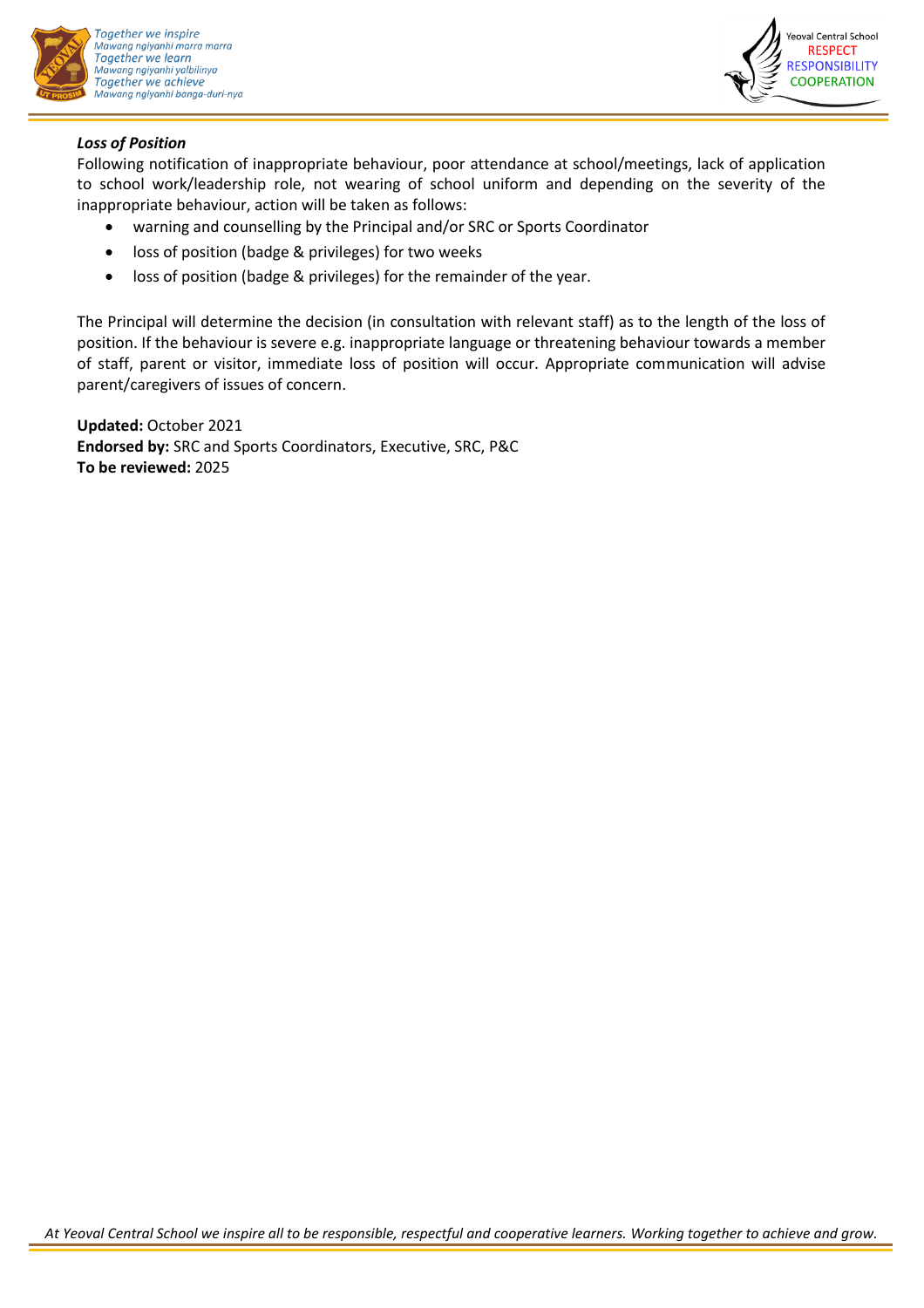***Loss of Position***

Following notification of inappropriate behaviour, poor attendance at school/meetings, lack of application to school work/leadership role, not wearing of school uniform and depending on the severity of the inappropriate behaviour, action will be taken as follows:

- warning and counselling by the Principal and/or SRC or Sports Coordinator
- loss of position (badge & privileges) for two weeks
- loss of position (badge & privileges) for the remainder of the year.

The Principal will determine the decision (in consultation with relevant staff) as to the length of the loss of position. If the behaviour is severe e.g. inappropriate language or threatening behaviour towards a member of staff, parent or visitor, immediate loss of position will occur. Appropriate communication will advise parent/caregivers of issues of concern.

**Updated:** October 2021
**Endorsed by:** SRC and Sports Coordinators, Executive, SRC, P&C
**To be reviewed:** 2025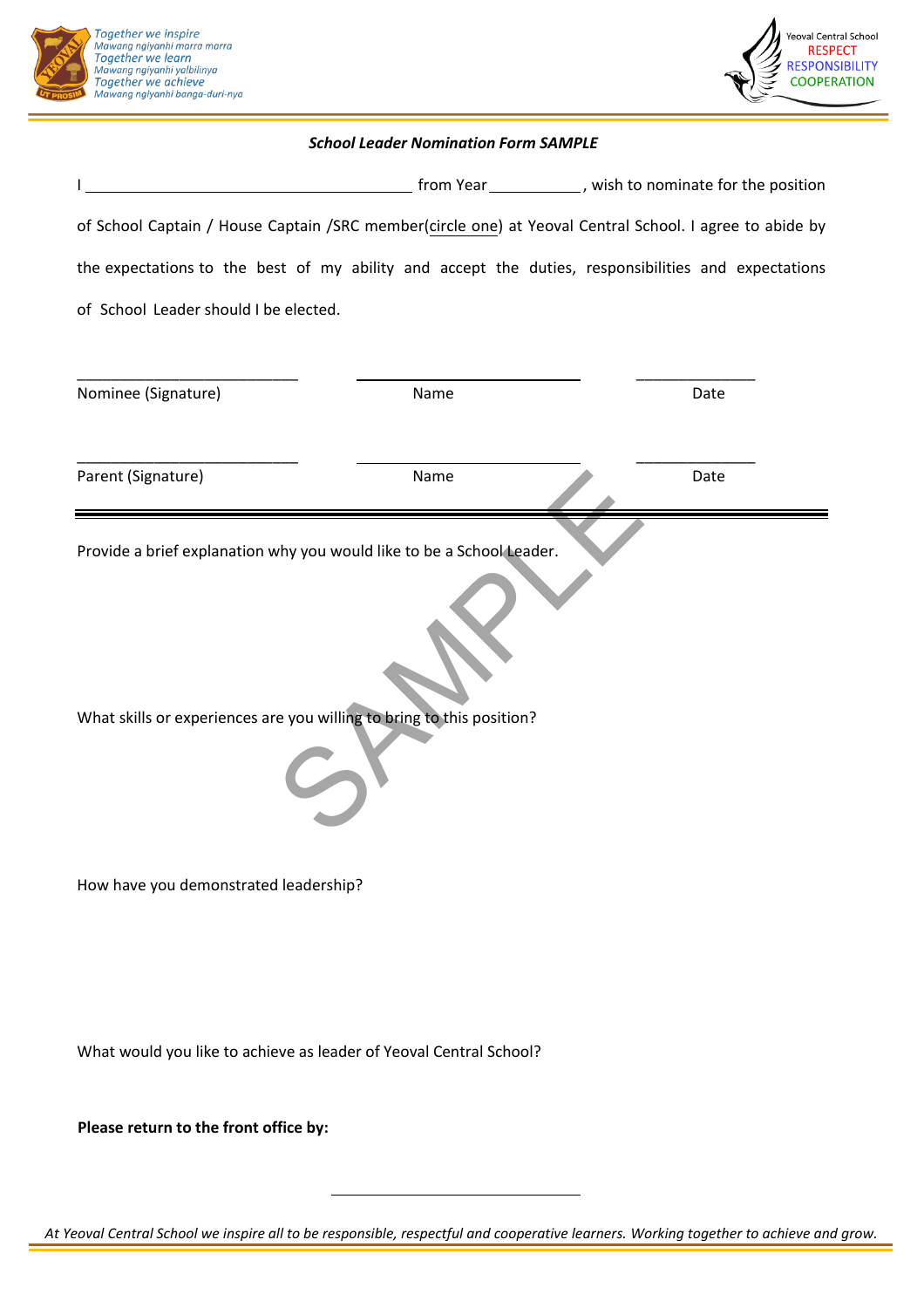Together we inspire
Mawang ngiyanhi marra marra
Together we learn
Mawang ngiyanhi yalbilinya
Together we achieve
Mawang ngiyanhi banga-duri-nya

Yeoval Central School
RESPECT
RESPONSIBILITY
COOPERATION

***School Leader Nomination Form SAMPLE***

I ________________________________________ from Year ___________, wish to nominate for the position of School Captain / House Captain /SRC member(circle one) at Yeoval Central School. I agree to abide by the expectations to the best of my ability and accept the duties, responsibilities and expectations of School Leader should I be elected.

| | | |
|---|---|---|
| ___________________________ | ___________________________ | _______________ |
| Nominee (Signature) | Name | Date |
| ___________________________ | ___________________________ | _______________ |
| Parent (Signature) | Name | Date |

---

Provide a brief explanation why you would like to be a School Leader.

What skills or experiences are you willing to bring to this position?

How have you demonstrated leadership?

What would you like to achieve as leader of Yeoval Central School?

**Please return to the front office by:**

___________________________

*At Yeoval Central School we inspire all to be responsible, respectful and cooperative learners. Working together to achieve and grow.*